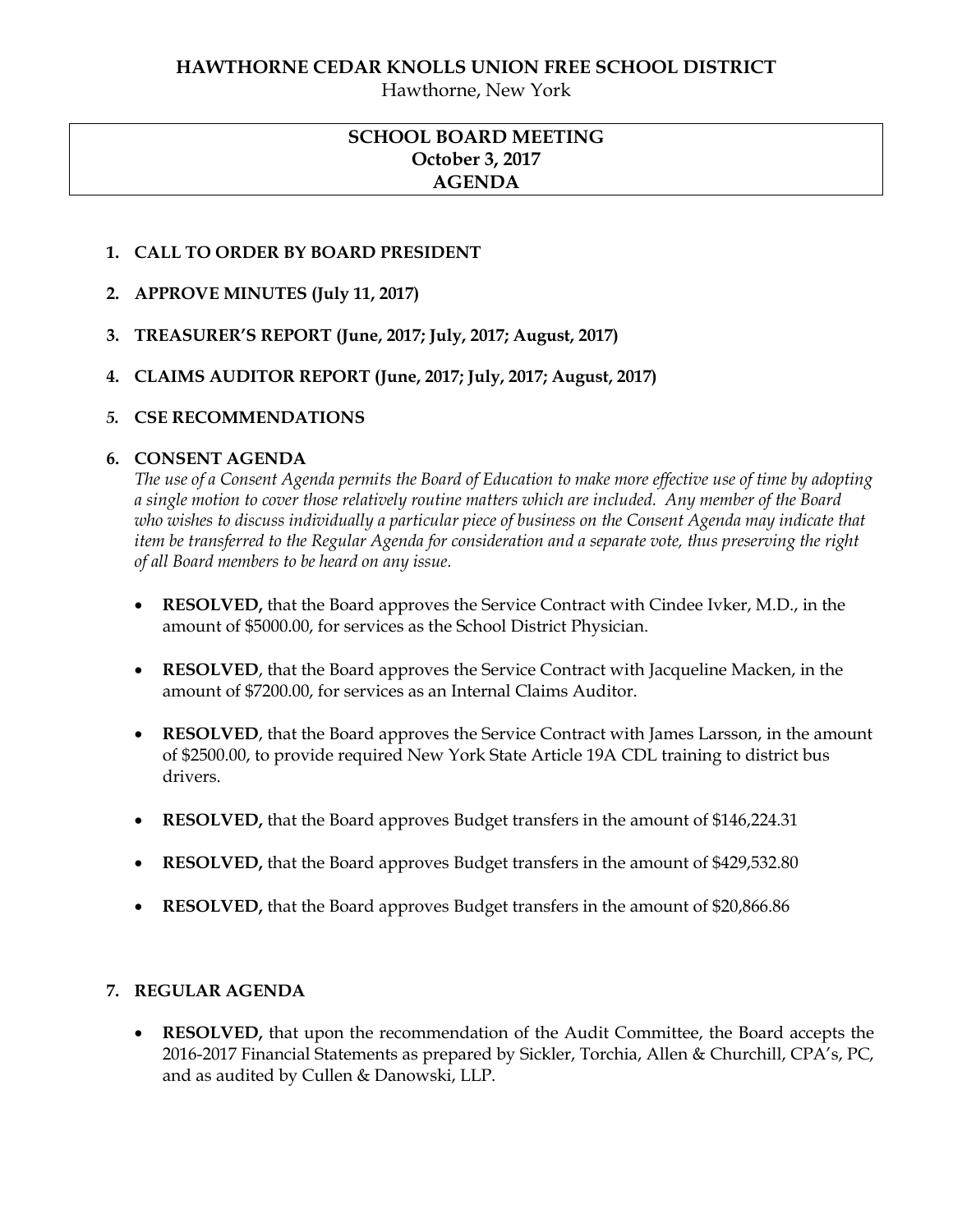# HAWTHORNE CEDAR KNOLLS UNION FREE SCHOOL DISTRICT

Hawthorne, New York

## SCHOOL BOARD MEETING
## October 3, 2017
## AGENDA

1. **CALL TO ORDER BY BOARD PRESIDENT**

2. **APPROVE MINUTES (July 11, 2017)**

3. **TREASURER'S REPORT (June, 2017; July, 2017; August, 2017)**

4. **CLAIMS AUDITOR REPORT (June, 2017; July, 2017; August, 2017)**

5. **CSE RECOMMENDATIONS**

6. **CONSENT AGENDA**

   *The use of a Consent Agenda permits the Board of Education to make more effective use of time by adopting a single motion to cover those relatively routine matters which are included. Any member of the Board who wishes to discuss individually a particular piece of business on the Consent Agenda may indicate that item be transferred to the Regular Agenda for consideration and a separate vote, thus preserving the right of all Board members to be heard on any issue.*

   - **RESOLVED,** that the Board approves the Service Contract with Cindee Ivker, M.D., in the amount of $5000.00, for services as the School District Physician.

   - **RESOLVED**, that the Board approves the Service Contract with Jacqueline Macken, in the amount of $7200.00, for services as an Internal Claims Auditor.

   - **RESOLVED**, that the Board approves the Service Contract with James Larsson, in the amount of $2500.00, to provide required New York State Article 19A CDL training to district bus drivers.

   - **RESOLVED,** that the Board approves Budget transfers in the amount of $146,224.31

   - **RESOLVED,** that the Board approves Budget transfers in the amount of $429,532.80

   - **RESOLVED,** that the Board approves Budget transfers in the amount of $20,866.86

7. **REGULAR AGENDA**

   - **RESOLVED,** that upon the recommendation of the Audit Committee, the Board accepts the 2016-2017 Financial Statements as prepared by Sickler, Torchia, Allen & Churchill, CPA's, PC, and as audited by Cullen & Danowski, LLP.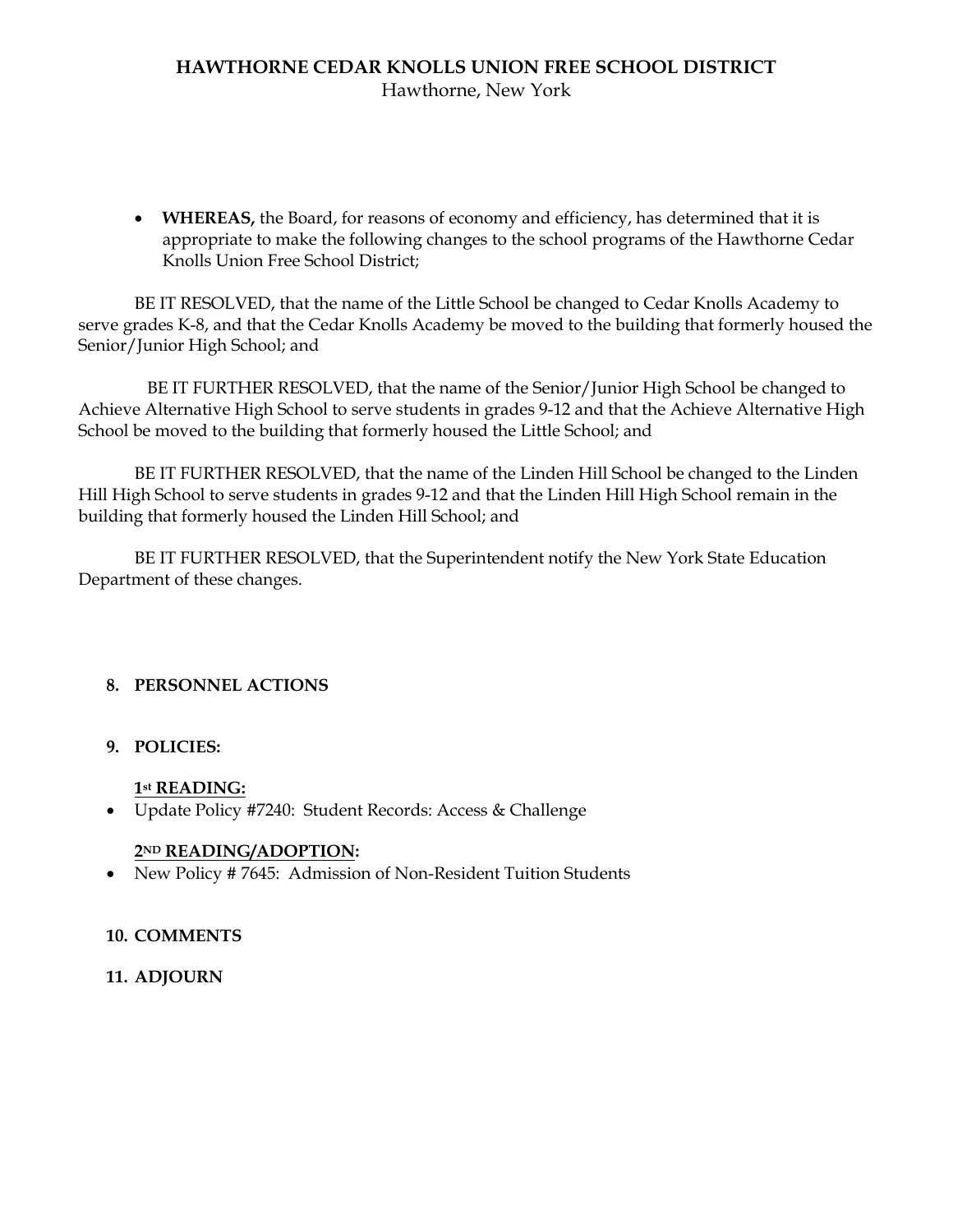**HAWTHORNE CEDAR KNOLLS UNION FREE SCHOOL DISTRICT**
Hawthorne, New York

- **WHEREAS,** the Board, for reasons of economy and efficiency, has determined that it is appropriate to make the following changes to the school programs of the Hawthorne Cedar Knolls Union Free School District;

BE IT RESOLVED, that the name of the Little School be changed to Cedar Knolls Academy to serve grades K-8, and that the Cedar Knolls Academy be moved to the building that formerly housed the Senior/Junior High School; and

BE IT FURTHER RESOLVED, that the name of the Senior/Junior High School be changed to Achieve Alternative High School to serve students in grades 9-12 and that the Achieve Alternative High School be moved to the building that formerly housed the Little School; and

BE IT FURTHER RESOLVED, that the name of the Linden Hill School be changed to the Linden Hill High School to serve students in grades 9-12 and that the Linden Hill High School remain in the building that formerly housed the Linden Hill School; and

BE IT FURTHER RESOLVED, that the Superintendent notify the New York State Education Department of these changes.

8. **PERSONNEL ACTIONS**

9. **POLICIES:**

   **1st READING:**

- Update Policy #7240: Student Records: Access & Challenge

   **2ND READING/ADOPTION:**

- New Policy # 7645: Admission of Non-Resident Tuition Students

10. **COMMENTS**

11. **ADJOURN**